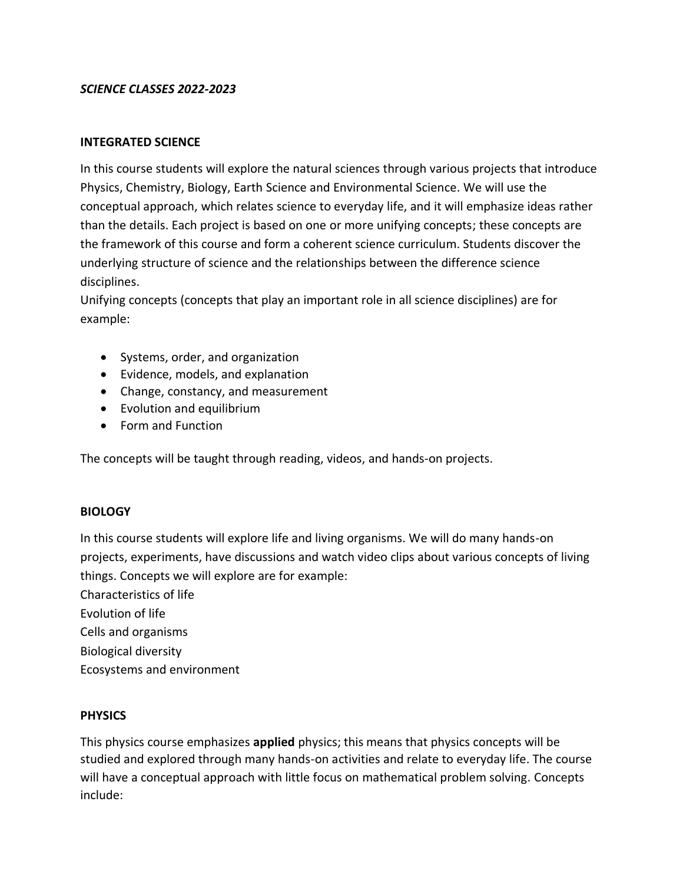***SCIENCE CLASSES 2022-2023***

## INTEGRATED SCIENCE

In this course students will explore the natural sciences through various projects that introduce Physics, Chemistry, Biology, Earth Science and Environmental Science. We will use the conceptual approach, which relates science to everyday life, and it will emphasize ideas rather than the details. Each project is based on one or more unifying concepts; these concepts are the framework of this course and form a coherent science curriculum. Students discover the underlying structure of science and the relationships between the difference science disciplines.
Unifying concepts (concepts that play an important role in all science disciplines) are for example:

- Systems, order, and organization
- Evidence, models, and explanation
- Change, constancy, and measurement
- Evolution and equilibrium
- Form and Function

The concepts will be taught through reading, videos, and hands-on projects.

## BIOLOGY

In this course students will explore life and living organisms. We will do many hands-on projects, experiments, have discussions and watch video clips about various concepts of living things. Concepts we will explore are for example:
Characteristics of life
Evolution of life
Cells and organisms
Biological diversity
Ecosystems and environment

## PHYSICS

This physics course emphasizes **applied** physics; this means that physics concepts will be studied and explored through many hands-on activities and relate to everyday life. The course will have a conceptual approach with little focus on mathematical problem solving. Concepts include: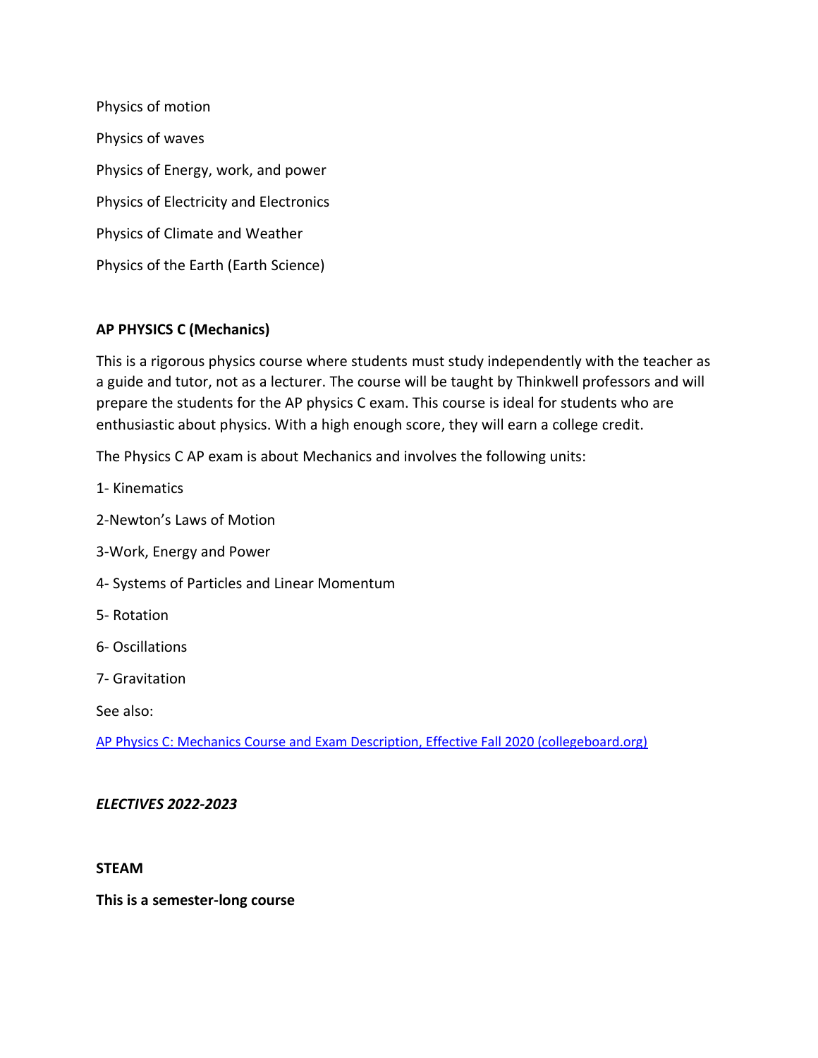Physics of motion

Physics of waves

Physics of Energy, work, and power

Physics of Electricity and Electronics

Physics of Climate and Weather

Physics of the Earth (Earth Science)

**AP PHYSICS C (Mechanics)**

This is a rigorous physics course where students must study independently with the teacher as a guide and tutor, not as a lecturer. The course will be taught by Thinkwell professors and will prepare the students for the AP physics C exam. This course is ideal for students who are enthusiastic about physics. With a high enough score, they will earn a college credit.

The Physics C AP exam is about Mechanics and involves the following units:

1- Kinematics

2-Newton's Laws of Motion

3-Work, Energy and Power

4- Systems of Particles and Linear Momentum

5- Rotation

6- Oscillations

7- Gravitation

See also:

[AP Physics C: Mechanics Course and Exam Description, Effective Fall 2020 (collegeboard.org)]()

***ELECTIVES 2022-2023***

**STEAM**

**This is a semester-long course**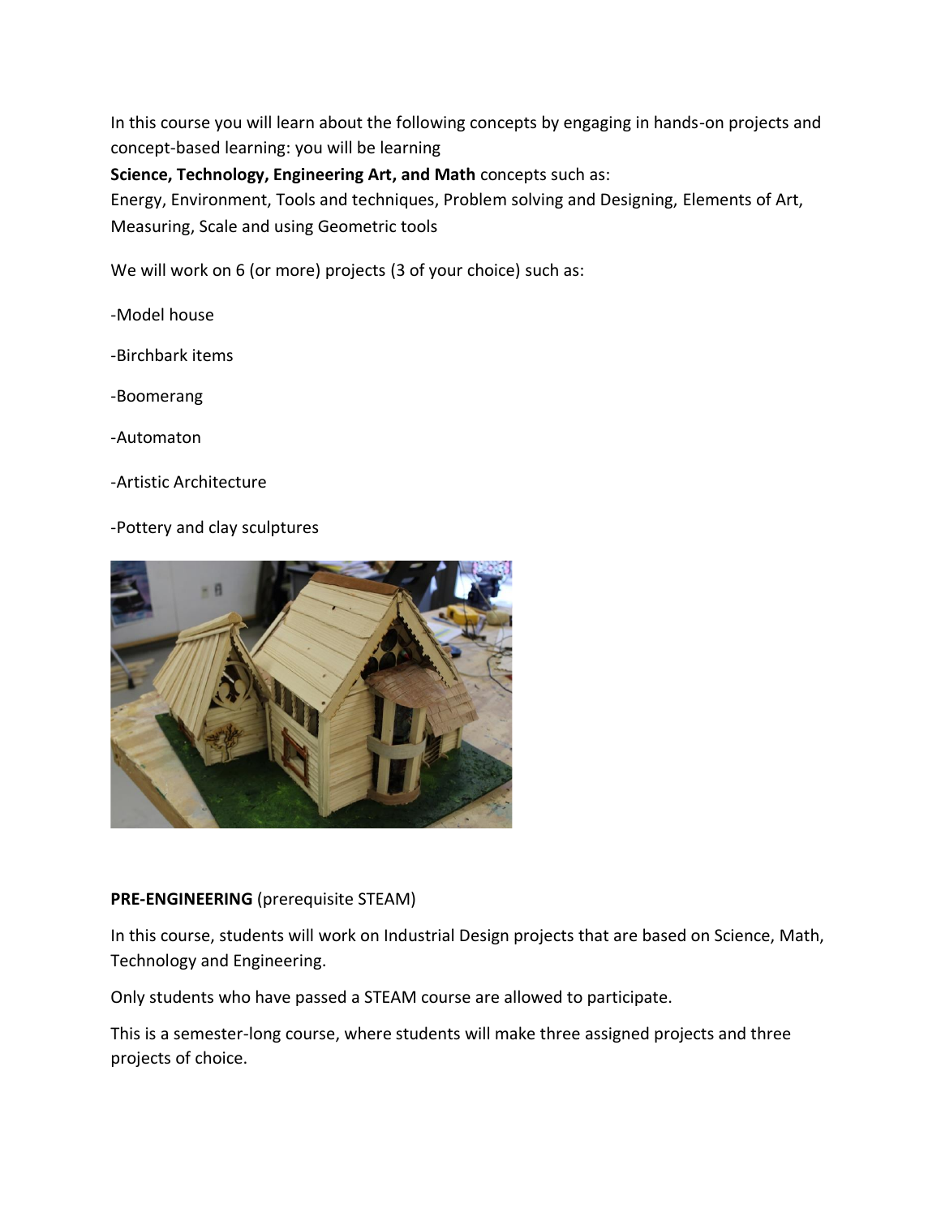In this course you will learn about the following concepts by engaging in hands-on projects and concept-based learning: you will be learning

**Science, Technology, Engineering Art, and Math** concepts such as:
Energy, Environment, Tools and techniques, Problem solving and Designing, Elements of Art, Measuring, Scale and using Geometric tools

We will work on 6 (or more) projects (3 of your choice) such as:

-Model house

-Birchbark items

-Boomerang

-Automaton

-Artistic Architecture

-Pottery and clay sculptures

**PRE-ENGINEERING** (prerequisite STEAM)

In this course, students will work on Industrial Design projects that are based on Science, Math, Technology and Engineering.

Only students who have passed a STEAM course are allowed to participate.

This is a semester-long course, where students will make three assigned projects and three projects of choice.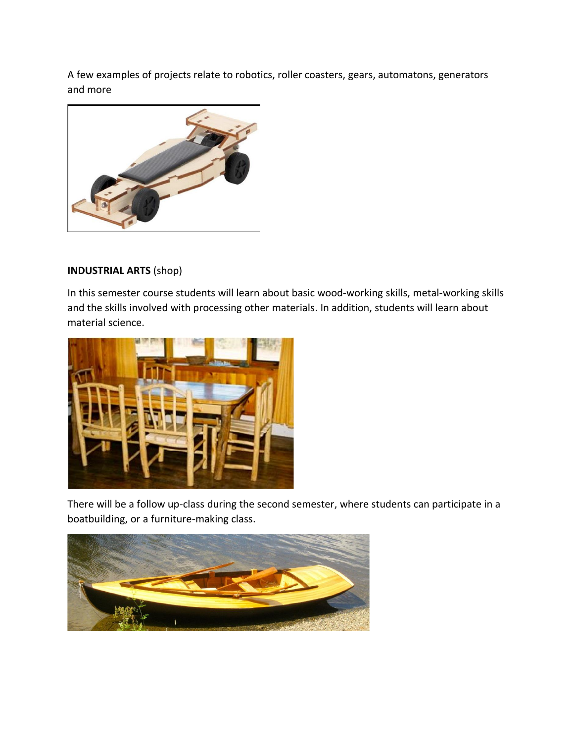A few examples of projects relate to robotics, roller coasters, gears, automatons, generators and more

**INDUSTRIAL ARTS** (shop)

In this semester course students will learn about basic wood-working skills, metal-working skills and the skills involved with processing other materials. In addition, students will learn about material science.

There will be a follow up-class during the second semester, where students can participate in a boatbuilding, or a furniture-making class.